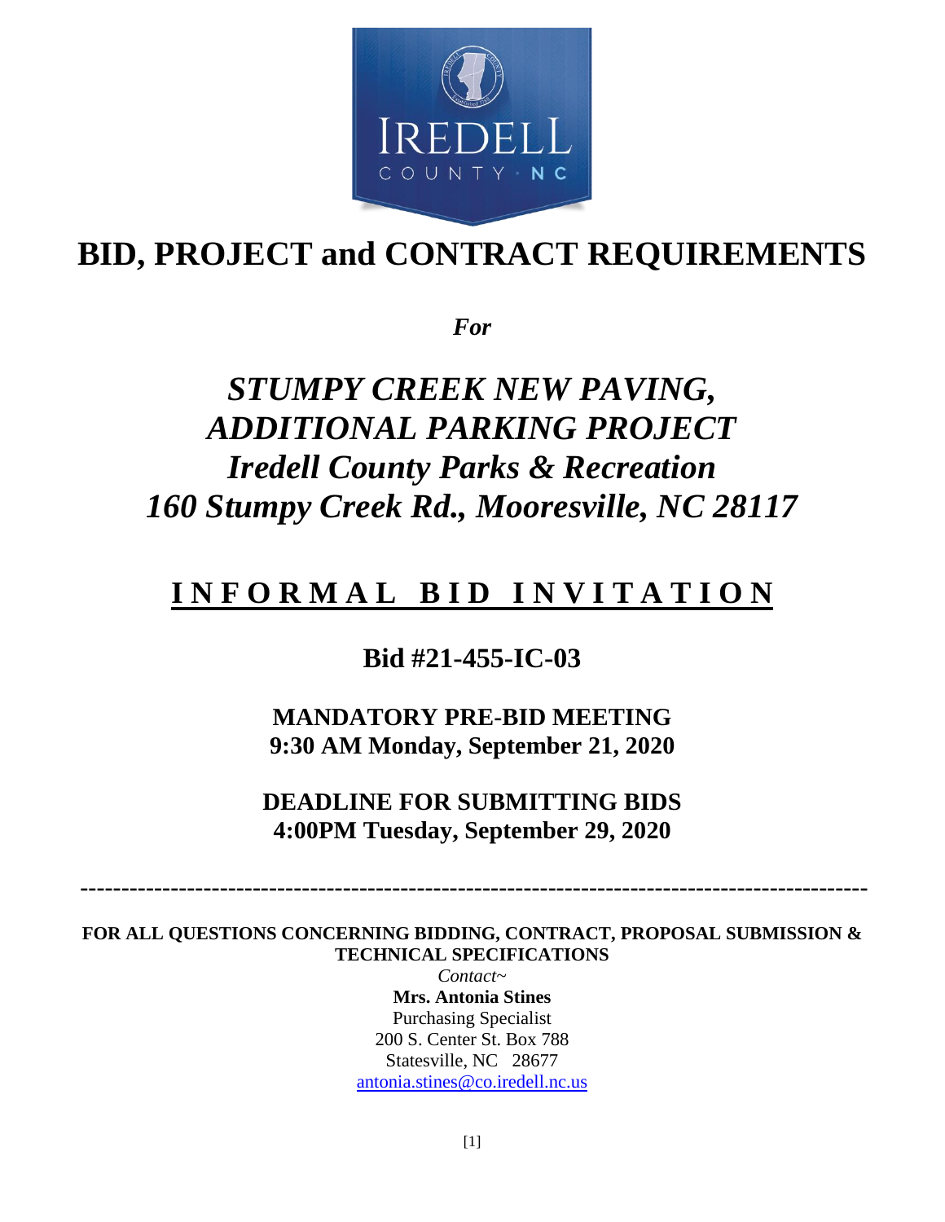# BID, PROJECT and CONTRACT REQUIREMENTS

***For***

## *STUMPY CREEK NEW PAVING, ADDITIONAL PARKING PROJECT*
## *Iredell County Parks & Recreation*
## *160 Stumpy Creek Rd., Mooresville, NC 28117*

## I N F O R M A L  B I D  I N V I T A T I O N

**Bid #21-455-IC-03**

**MANDATORY PRE-BID MEETING**
**9:30 AM Monday, September 21, 2020**

**DEADLINE FOR SUBMITTING BIDS**
**4:00PM Tuesday, September 29, 2020**

---

**FOR ALL QUESTIONS CONCERNING BIDDING, CONTRACT, PROPOSAL SUBMISSION & TECHNICAL SPECIFICATIONS**

*Contact~*

**Mrs. Antonia Stines**
Purchasing Specialist
200 S. Center St. Box 788
Statesville, NC 28677
antonia.stines@co.iredell.nc.us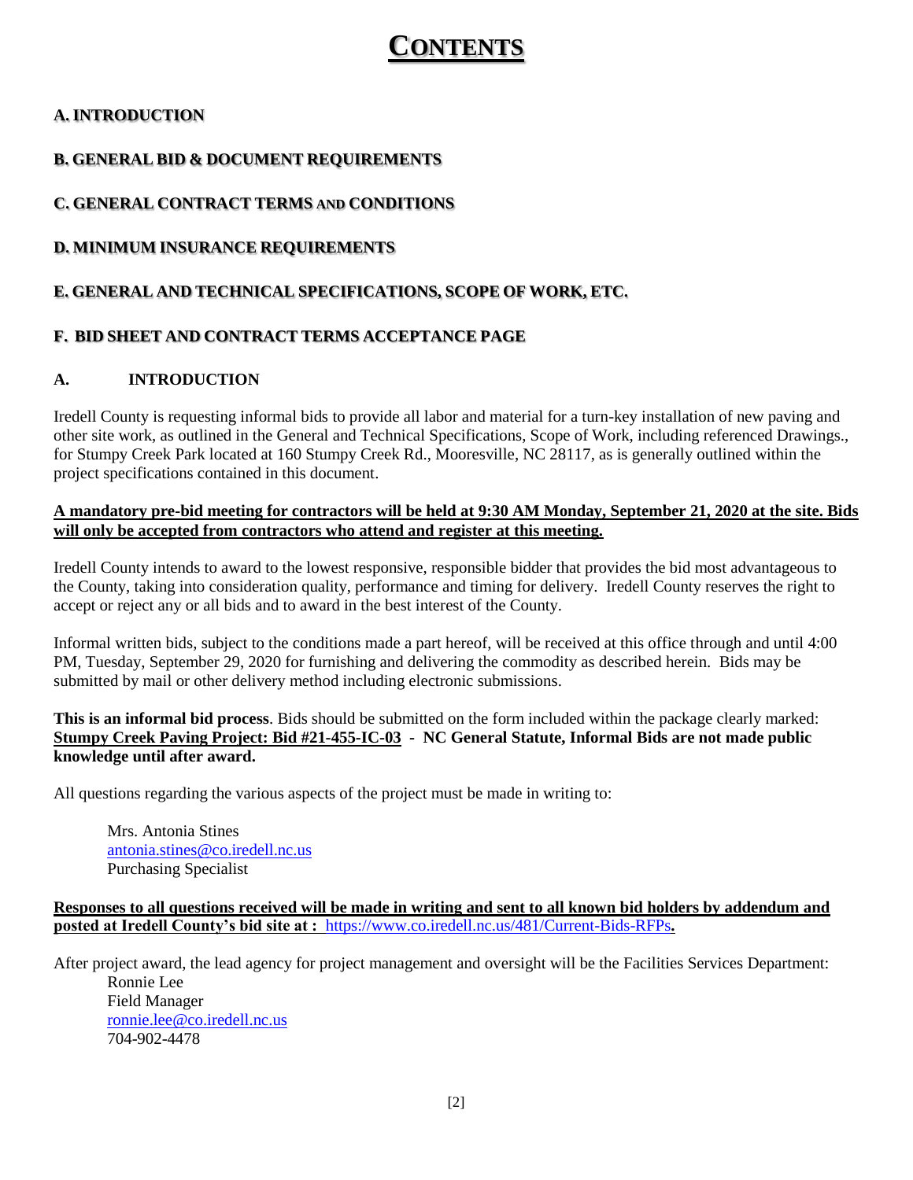# CONTENTS

**A. INTRODUCTION**

**B. GENERAL BID & DOCUMENT REQUIREMENTS**

**C. GENERAL CONTRACT TERMS AND CONDITIONS**

**D. MINIMUM INSURANCE REQUIREMENTS**

**E. GENERAL AND TECHNICAL SPECIFICATIONS, SCOPE OF WORK, ETC.**

**F. BID SHEET AND CONTRACT TERMS ACCEPTANCE PAGE**

## A. INTRODUCTION

Iredell County is requesting informal bids to provide all labor and material for a turn-key installation of new paving and other site work, as outlined in the General and Technical Specifications, Scope of Work, including referenced Drawings., for Stumpy Creek Park located at 160 Stumpy Creek Rd., Mooresville, NC 28117, as is generally outlined within the project specifications contained in this document.

**A mandatory pre-bid meeting for contractors will be held at 9:30 AM Monday, September 21, 2020 at the site. Bids will only be accepted from contractors who attend and register at this meeting.**

Iredell County intends to award to the lowest responsive, responsible bidder that provides the bid most advantageous to the County, taking into consideration quality, performance and timing for delivery. Iredell County reserves the right to accept or reject any or all bids and to award in the best interest of the County.

Informal written bids, subject to the conditions made a part hereof, will be received at this office through and until 4:00 PM, Tuesday, September 29, 2020 for furnishing and delivering the commodity as described herein. Bids may be submitted by mail or other delivery method including electronic submissions.

**This is an informal bid process**. Bids should be submitted on the form included within the package clearly marked: **Stumpy Creek Paving Project: Bid #21-455-IC-03 - NC General Statute, Informal Bids are not made public knowledge until after award.**

All questions regarding the various aspects of the project must be made in writing to:

Mrs. Antonia Stines
antonia.stines@co.iredell.nc.us
Purchasing Specialist

**Responses to all questions received will be made in writing and sent to all known bid holders by addendum and posted at Iredell County's bid site at : https://www.co.iredell.nc.us/481/Current-Bids-RFPs.**

After project award, the lead agency for project management and oversight will be the Facilities Services Department:

Ronnie Lee
Field Manager
ronnie.lee@co.iredell.nc.us
704-902-4478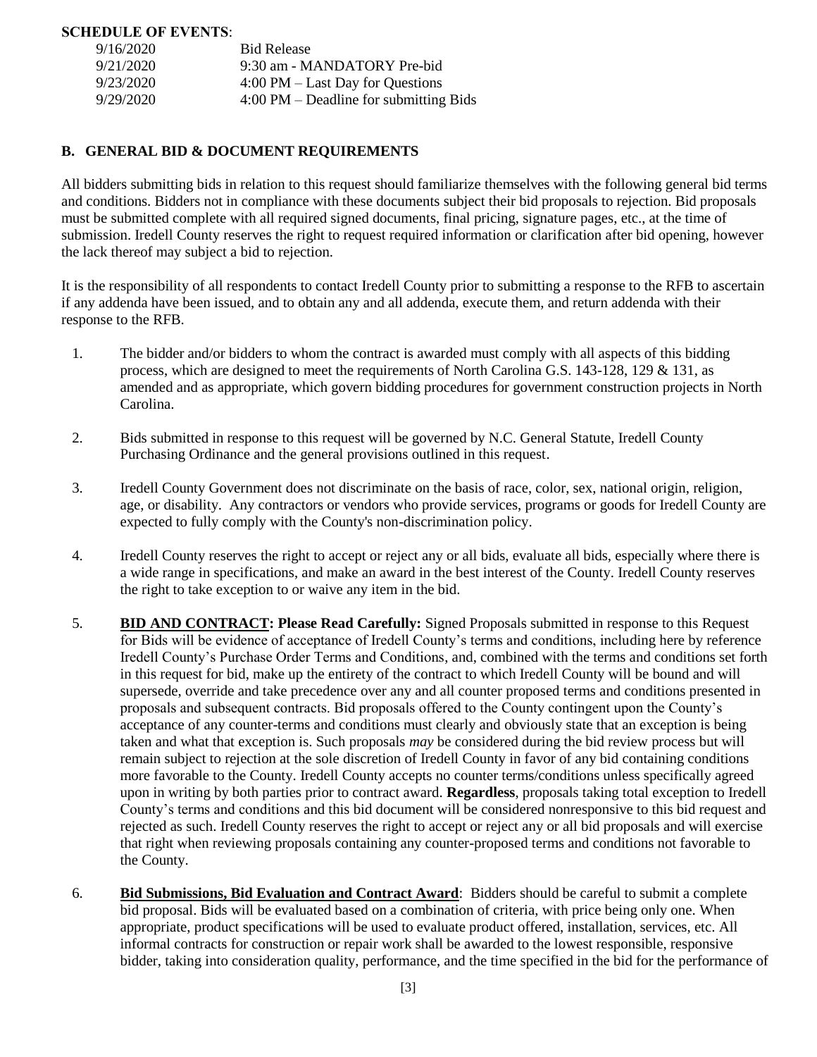**SCHEDULE OF EVENTS**:

| | |
|---|---|
| 9/16/2020 | Bid Release |
| 9/21/2020 | 9:30 am - MANDATORY Pre-bid |
| 9/23/2020 | 4:00 PM – Last Day for Questions |
| 9/29/2020 | 4:00 PM – Deadline for submitting Bids |

## B. GENERAL BID & DOCUMENT REQUIREMENTS

All bidders submitting bids in relation to this request should familiarize themselves with the following general bid terms and conditions. Bidders not in compliance with these documents subject their bid proposals to rejection. Bid proposals must be submitted complete with all required signed documents, final pricing, signature pages, etc., at the time of submission. Iredell County reserves the right to request required information or clarification after bid opening, however the lack thereof may subject a bid to rejection.

It is the responsibility of all respondents to contact Iredell County prior to submitting a response to the RFB to ascertain if any addenda have been issued, and to obtain any and all addenda, execute them, and return addenda with their response to the RFB.

1. The bidder and/or bidders to whom the contract is awarded must comply with all aspects of this bidding process, which are designed to meet the requirements of North Carolina G.S. 143-128, 129 & 131, as amended and as appropriate, which govern bidding procedures for government construction projects in North Carolina.

2. Bids submitted in response to this request will be governed by N.C. General Statute, Iredell County Purchasing Ordinance and the general provisions outlined in this request.

3. Iredell County Government does not discriminate on the basis of race, color, sex, national origin, religion, age, or disability. Any contractors or vendors who provide services, programs or goods for Iredell County are expected to fully comply with the County's non-discrimination policy.

4. Iredell County reserves the right to accept or reject any or all bids, evaluate all bids, especially where there is a wide range in specifications, and make an award in the best interest of the County. Iredell County reserves the right to take exception to or waive any item in the bid.

5. **BID AND CONTRACT: Please Read Carefully:** Signed Proposals submitted in response to this Request for Bids will be evidence of acceptance of Iredell County's terms and conditions, including here by reference Iredell County's Purchase Order Terms and Conditions, and, combined with the terms and conditions set forth in this request for bid, make up the entirety of the contract to which Iredell County will be bound and will supersede, override and take precedence over any and all counter proposed terms and conditions presented in proposals and subsequent contracts. Bid proposals offered to the County contingent upon the County's acceptance of any counter-terms and conditions must clearly and obviously state that an exception is being taken and what that exception is. Such proposals *may* be considered during the bid review process but will remain subject to rejection at the sole discretion of Iredell County in favor of any bid containing conditions more favorable to the County. Iredell County accepts no counter terms/conditions unless specifically agreed upon in writing by both parties prior to contract award. **Regardless**, proposals taking total exception to Iredell County's terms and conditions and this bid document will be considered nonresponsive to this bid request and rejected as such. Iredell County reserves the right to accept or reject any or all bid proposals and will exercise that right when reviewing proposals containing any counter-proposed terms and conditions not favorable to the County.

6. **Bid Submissions, Bid Evaluation and Contract Award**: Bidders should be careful to submit a complete bid proposal. Bids will be evaluated based on a combination of criteria, with price being only one. When appropriate, product specifications will be used to evaluate product offered, installation, services, etc. All informal contracts for construction or repair work shall be awarded to the lowest responsible, responsive bidder, taking into consideration quality, performance, and the time specified in the bid for the performance of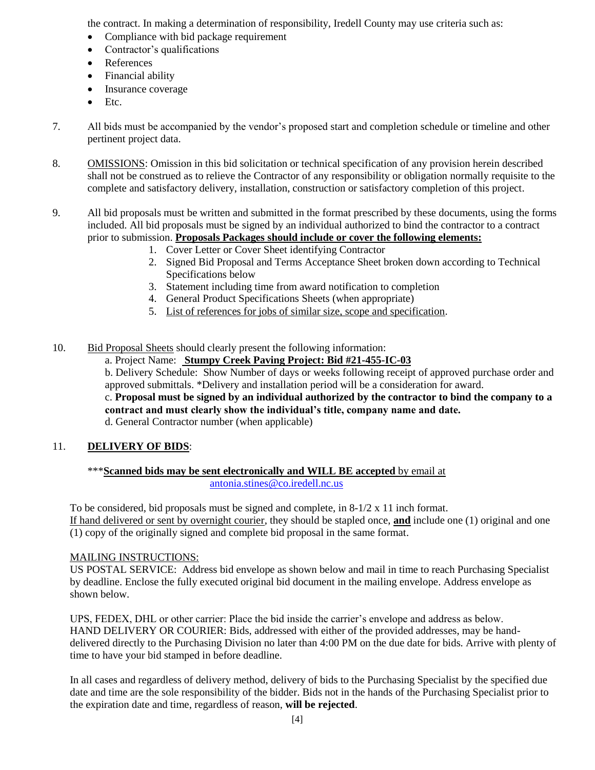the contract. In making a determination of responsibility, Iredell County may use criteria such as:

- Compliance with bid package requirement
- Contractor's qualifications
- References
- Financial ability
- Insurance coverage
- Etc.

7. All bids must be accompanied by the vendor's proposed start and completion schedule or timeline and other pertinent project data.

8. OMISSIONS: Omission in this bid solicitation or technical specification of any provision herein described shall not be construed as to relieve the Contractor of any responsibility or obligation normally requisite to the complete and satisfactory delivery, installation, construction or satisfactory completion of this project.

9. All bid proposals must be written and submitted in the format prescribed by these documents, using the forms included. All bid proposals must be signed by an individual authorized to bind the contractor to a contract prior to submission. **Proposals Packages should include or cover the following elements:**
    1. Cover Letter or Cover Sheet identifying Contractor
    2. Signed Bid Proposal and Terms Acceptance Sheet broken down according to Technical Specifications below
    3. Statement including time from award notification to completion
    4. General Product Specifications Sheets (when appropriate)
    5. List of references for jobs of similar size, scope and specification.

10. Bid Proposal Sheets should clearly present the following information:
    a. Project Name: **Stumpy Creek Paving Project: Bid #21-455-IC-03**
    b. Delivery Schedule: Show Number of days or weeks following receipt of approved purchase order and approved submittals. *Delivery and installation period will be a consideration for award.
    c. **Proposal must be signed by an individual authorized by the contractor to bind the company to a contract and must clearly show the individual's title, company name and date.**
    d. General Contractor number (when applicable)

11. **DELIVERY OF BIDS**:

***__**Scanned bids may be sent electronically and WILL BE accepted**__ by email at antonia.stines@co.iredell.nc.us

To be considered, bid proposals must be signed and complete, in 8-1/2 x 11 inch format. If hand delivered or sent by overnight courier, they should be stapled once, **and** include one (1) original and one (1) copy of the originally signed and complete bid proposal in the same format.

MAILING INSTRUCTIONS:
US POSTAL SERVICE: Address bid envelope as shown below and mail in time to reach Purchasing Specialist by deadline. Enclose the fully executed original bid document in the mailing envelope. Address envelope as shown below.

UPS, FEDEX, DHL or other carrier: Place the bid inside the carrier's envelope and address as below.
HAND DELIVERY OR COURIER: Bids, addressed with either of the provided addresses, may be hand-delivered directly to the Purchasing Division no later than 4:00 PM on the due date for bids. Arrive with plenty of time to have your bid stamped in before deadline.

In all cases and regardless of delivery method, delivery of bids to the Purchasing Specialist by the specified due date and time are the sole responsibility of the bidder. Bids not in the hands of the Purchasing Specialist prior to the expiration date and time, regardless of reason, **will be rejected**.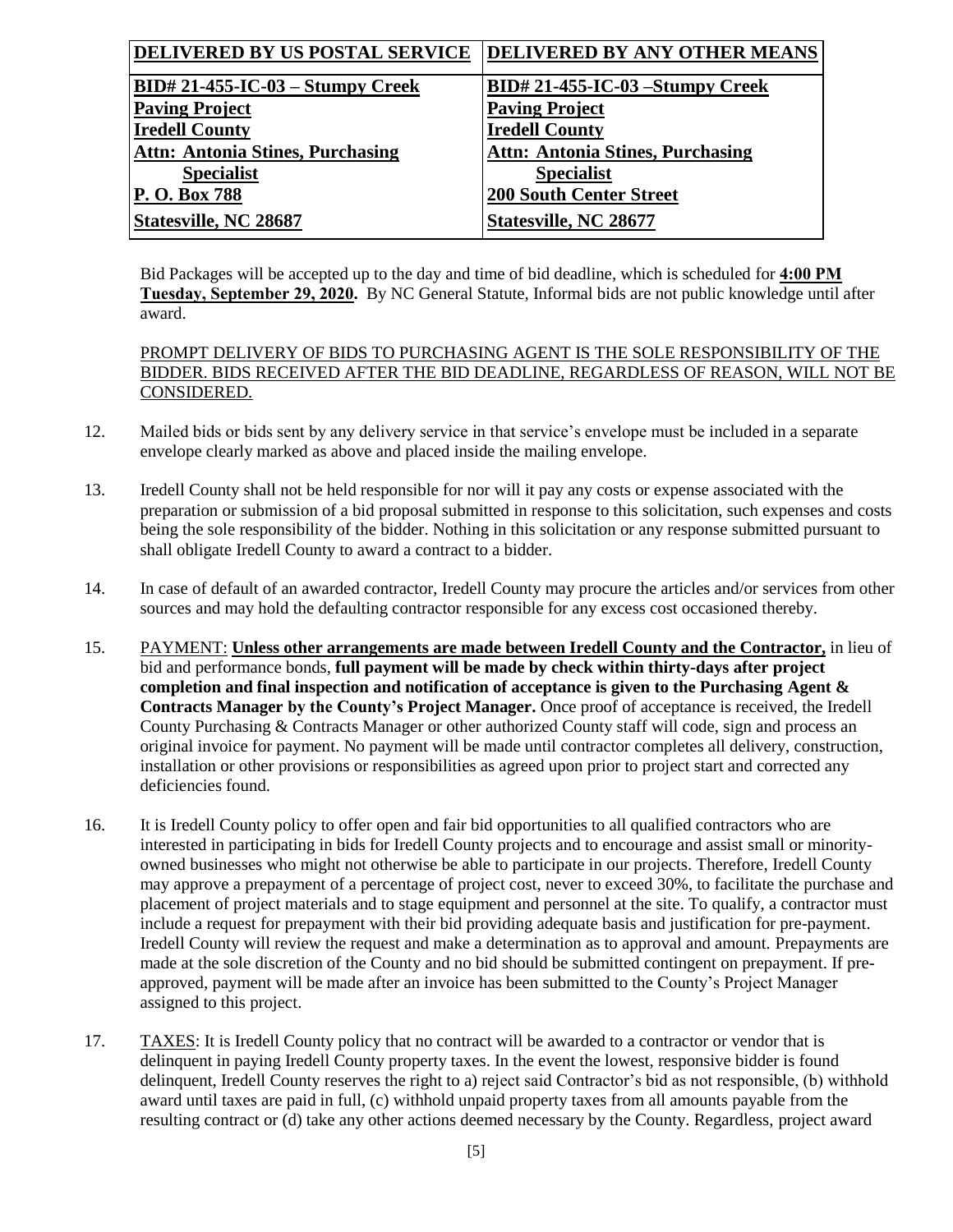| DELIVERED BY US POSTAL SERVICE | DELIVERED BY ANY OTHER MEANS |
|---|---|
| **BID# 21-455-IC-03 – Stumpy Creek Paving Project**<br>**Iredell County**<br>**Attn: Antonia Stines, Purchasing Specialist**<br>**P. O. Box 788**<br>**Statesville, NC 28687** | **BID# 21-455-IC-03 –Stumpy Creek Paving Project**<br>**Iredell County**<br>**Attn: Antonia Stines, Purchasing Specialist**<br>**200 South Center Street**<br>**Statesville, NC 28677** |

Bid Packages will be accepted up to the day and time of bid deadline, which is scheduled for **4:00 PM Tuesday, September 29, 2020.** By NC General Statute, Informal bids are not public knowledge until after award.

PROMPT DELIVERY OF BIDS TO PURCHASING AGENT IS THE SOLE RESPONSIBILITY OF THE BIDDER. BIDS RECEIVED AFTER THE BID DEADLINE, REGARDLESS OF REASON, WILL NOT BE CONSIDERED.

12. Mailed bids or bids sent by any delivery service in that service's envelope must be included in a separate envelope clearly marked as above and placed inside the mailing envelope.

13. Iredell County shall not be held responsible for nor will it pay any costs or expense associated with the preparation or submission of a bid proposal submitted in response to this solicitation, such expenses and costs being the sole responsibility of the bidder. Nothing in this solicitation or any response submitted pursuant to shall obligate Iredell County to award a contract to a bidder.

14. In case of default of an awarded contractor, Iredell County may procure the articles and/or services from other sources and may hold the defaulting contractor responsible for any excess cost occasioned thereby.

15. PAYMENT: **Unless other arrangements are made between Iredell County and the Contractor,** in lieu of bid and performance bonds, **full payment will be made by check within thirty-days after project completion and final inspection and notification of acceptance is given to the Purchasing Agent & Contracts Manager by the County's Project Manager.** Once proof of acceptance is received, the Iredell County Purchasing & Contracts Manager or other authorized County staff will code, sign and process an original invoice for payment. No payment will be made until contractor completes all delivery, construction, installation or other provisions or responsibilities as agreed upon prior to project start and corrected any deficiencies found.

16. It is Iredell County policy to offer open and fair bid opportunities to all qualified contractors who are interested in participating in bids for Iredell County projects and to encourage and assist small or minority-owned businesses who might not otherwise be able to participate in our projects. Therefore, Iredell County may approve a prepayment of a percentage of project cost, never to exceed 30%, to facilitate the purchase and placement of project materials and to stage equipment and personnel at the site. To qualify, a contractor must include a request for prepayment with their bid providing adequate basis and justification for pre-payment. Iredell County will review the request and make a determination as to approval and amount. Prepayments are made at the sole discretion of the County and no bid should be submitted contingent on prepayment. If pre-approved, payment will be made after an invoice has been submitted to the County's Project Manager assigned to this project.

17. TAXES: It is Iredell County policy that no contract will be awarded to a contractor or vendor that is delinquent in paying Iredell County property taxes. In the event the lowest, responsive bidder is found delinquent, Iredell County reserves the right to a) reject said Contractor's bid as not responsible, (b) withhold award until taxes are paid in full, (c) withhold unpaid property taxes from all amounts payable from the resulting contract or (d) take any other actions deemed necessary by the County. Regardless, project award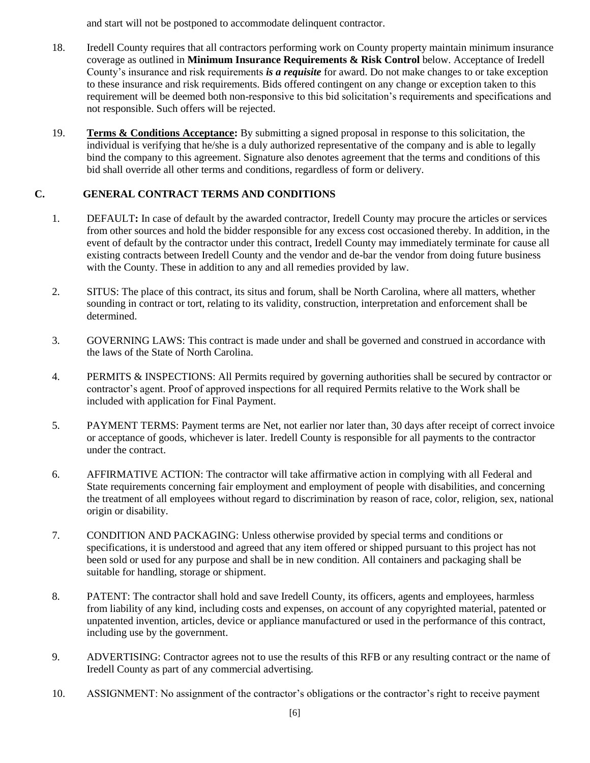and start will not be postponed to accommodate delinquent contractor.

18. Iredell County requires that all contractors performing work on County property maintain minimum insurance coverage as outlined in **Minimum Insurance Requirements & Risk Control** below. Acceptance of Iredell County's insurance and risk requirements ***is a requisite*** for award. Do not make changes to or take exception to these insurance and risk requirements. Bids offered contingent on any change or exception taken to this requirement will be deemed both non-responsive to this bid solicitation's requirements and specifications and not responsible. Such offers will be rejected.

19. **Terms & Conditions Acceptance:** By submitting a signed proposal in response to this solicitation, the individual is verifying that he/she is a duly authorized representative of the company and is able to legally bind the company to this agreement. Signature also denotes agreement that the terms and conditions of this bid shall override all other terms and conditions, regardless of form or delivery.

## C. GENERAL CONTRACT TERMS AND CONDITIONS

1. DEFAULT**:** In case of default by the awarded contractor, Iredell County may procure the articles or services from other sources and hold the bidder responsible for any excess cost occasioned thereby. In addition, in the event of default by the contractor under this contract, Iredell County may immediately terminate for cause all existing contracts between Iredell County and the vendor and de-bar the vendor from doing future business with the County. These in addition to any and all remedies provided by law.

2. SITUS: The place of this contract, its situs and forum, shall be North Carolina, where all matters, whether sounding in contract or tort, relating to its validity, construction, interpretation and enforcement shall be determined.

3. GOVERNING LAWS: This contract is made under and shall be governed and construed in accordance with the laws of the State of North Carolina.

4. PERMITS & INSPECTIONS: All Permits required by governing authorities shall be secured by contractor or contractor's agent. Proof of approved inspections for all required Permits relative to the Work shall be included with application for Final Payment.

5. PAYMENT TERMS: Payment terms are Net, not earlier nor later than, 30 days after receipt of correct invoice or acceptance of goods, whichever is later. Iredell County is responsible for all payments to the contractor under the contract.

6. AFFIRMATIVE ACTION: The contractor will take affirmative action in complying with all Federal and State requirements concerning fair employment and employment of people with disabilities, and concerning the treatment of all employees without regard to discrimination by reason of race, color, religion, sex, national origin or disability.

7. CONDITION AND PACKAGING: Unless otherwise provided by special terms and conditions or specifications, it is understood and agreed that any item offered or shipped pursuant to this project has not been sold or used for any purpose and shall be in new condition. All containers and packaging shall be suitable for handling, storage or shipment.

8. PATENT: The contractor shall hold and save Iredell County, its officers, agents and employees, harmless from liability of any kind, including costs and expenses, on account of any copyrighted material, patented or unpatented invention, articles, device or appliance manufactured or used in the performance of this contract, including use by the government.

9. ADVERTISING: Contractor agrees not to use the results of this RFB or any resulting contract or the name of Iredell County as part of any commercial advertising.

10. ASSIGNMENT: No assignment of the contractor's obligations or the contractor's right to receive payment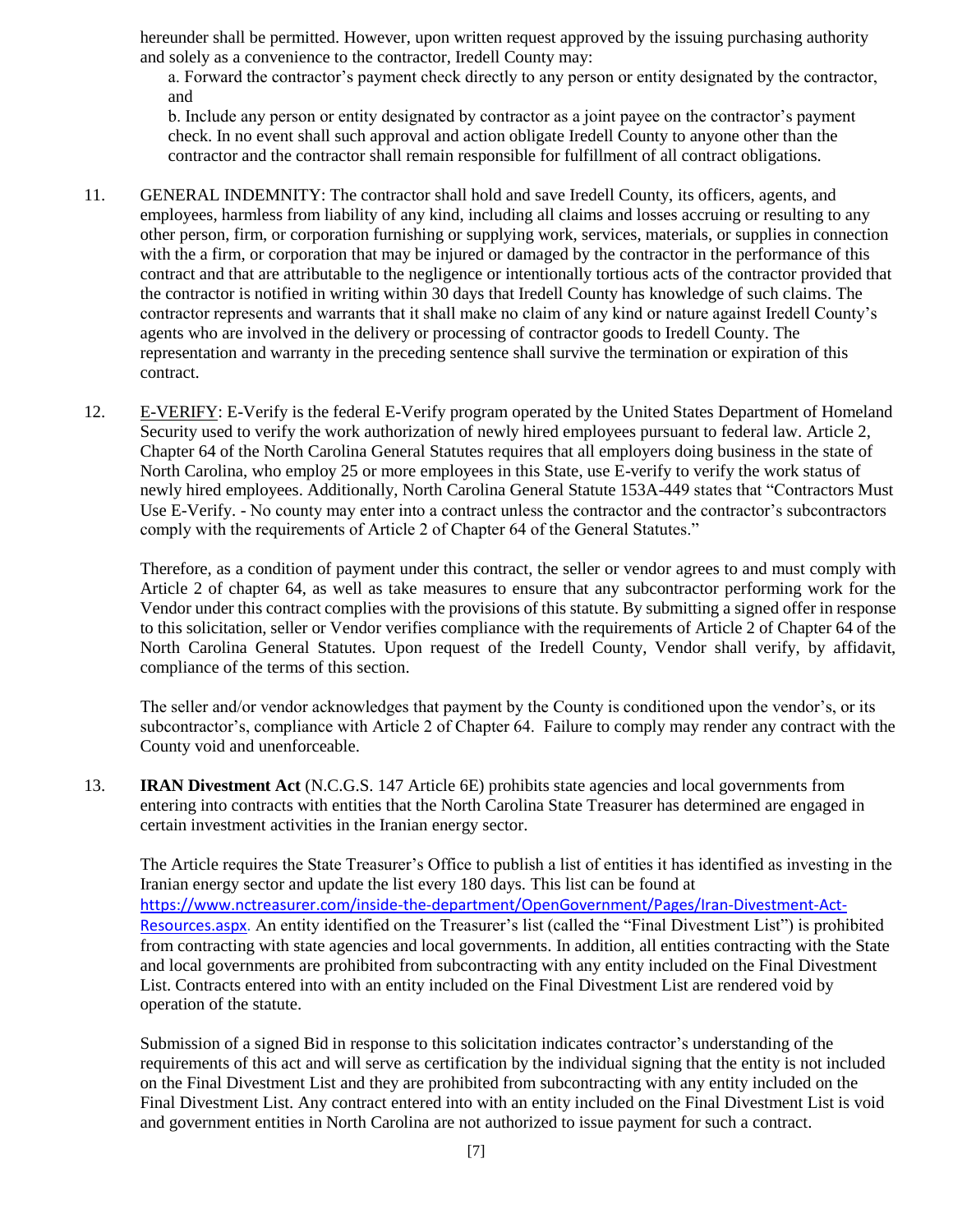hereunder shall be permitted. However, upon written request approved by the issuing purchasing authority and solely as a convenience to the contractor, Iredell County may:

a. Forward the contractor's payment check directly to any person or entity designated by the contractor, and

b. Include any person or entity designated by contractor as a joint payee on the contractor's payment check. In no event shall such approval and action obligate Iredell County to anyone other than the contractor and the contractor shall remain responsible for fulfillment of all contract obligations.

11. GENERAL INDEMNITY: The contractor shall hold and save Iredell County, its officers, agents, and employees, harmless from liability of any kind, including all claims and losses accruing or resulting to any other person, firm, or corporation furnishing or supplying work, services, materials, or supplies in connection with the a firm, or corporation that may be injured or damaged by the contractor in the performance of this contract and that are attributable to the negligence or intentionally tortious acts of the contractor provided that the contractor is notified in writing within 30 days that Iredell County has knowledge of such claims. The contractor represents and warrants that it shall make no claim of any kind or nature against Iredell County's agents who are involved in the delivery or processing of contractor goods to Iredell County. The representation and warranty in the preceding sentence shall survive the termination or expiration of this contract.

12. E-VERIFY: E-Verify is the federal E-Verify program operated by the United States Department of Homeland Security used to verify the work authorization of newly hired employees pursuant to federal law. Article 2, Chapter 64 of the North Carolina General Statutes requires that all employers doing business in the state of North Carolina, who employ 25 or more employees in this State, use E-verify to verify the work status of newly hired employees. Additionally, North Carolina General Statute 153A-449 states that "Contractors Must Use E-Verify. - No county may enter into a contract unless the contractor and the contractor's subcontractors comply with the requirements of Article 2 of Chapter 64 of the General Statutes."

    Therefore, as a condition of payment under this contract, the seller or vendor agrees to and must comply with Article 2 of chapter 64, as well as take measures to ensure that any subcontractor performing work for the Vendor under this contract complies with the provisions of this statute. By submitting a signed offer in response to this solicitation, seller or Vendor verifies compliance with the requirements of Article 2 of Chapter 64 of the North Carolina General Statutes. Upon request of the Iredell County, Vendor shall verify, by affidavit, compliance of the terms of this section.

    The seller and/or vendor acknowledges that payment by the County is conditioned upon the vendor's, or its subcontractor's, compliance with Article 2 of Chapter 64. Failure to comply may render any contract with the County void and unenforceable.

13. **IRAN Divestment Act** (N.C.G.S. 147 Article 6E) prohibits state agencies and local governments from entering into contracts with entities that the North Carolina State Treasurer has determined are engaged in certain investment activities in the Iranian energy sector.

    The Article requires the State Treasurer's Office to publish a list of entities it has identified as investing in the Iranian energy sector and update the list every 180 days. This list can be found at https://www.nctreasurer.com/inside-the-department/OpenGovernment/Pages/Iran-Divestment-Act-Resources.aspx. An entity identified on the Treasurer's list (called the "Final Divestment List") is prohibited from contracting with state agencies and local governments. In addition, all entities contracting with the State and local governments are prohibited from subcontracting with any entity included on the Final Divestment List. Contracts entered into with an entity included on the Final Divestment List are rendered void by operation of the statute.

    Submission of a signed Bid in response to this solicitation indicates contractor's understanding of the requirements of this act and will serve as certification by the individual signing that the entity is not included on the Final Divestment List and they are prohibited from subcontracting with any entity included on the Final Divestment List. Any contract entered into with an entity included on the Final Divestment List is void and government entities in North Carolina are not authorized to issue payment for such a contract.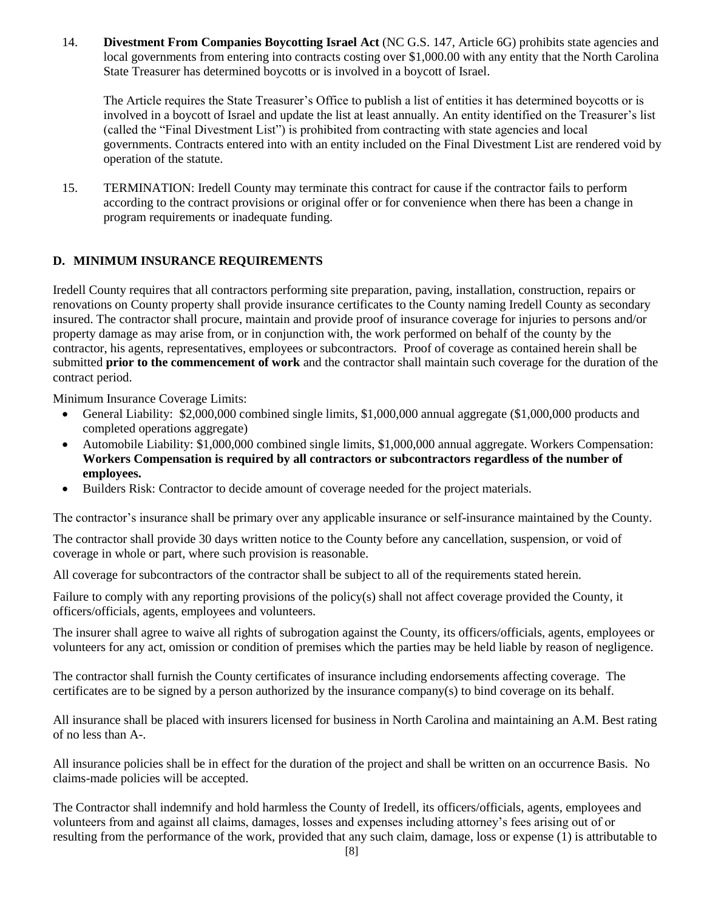14. **Divestment From Companies Boycotting Israel Act** (NC G.S. 147, Article 6G) prohibits state agencies and local governments from entering into contracts costing over $1,000.00 with any entity that the North Carolina State Treasurer has determined boycotts or is involved in a boycott of Israel.

    The Article requires the State Treasurer's Office to publish a list of entities it has determined boycotts or is involved in a boycott of Israel and update the list at least annually. An entity identified on the Treasurer's list (called the "Final Divestment List") is prohibited from contracting with state agencies and local governments. Contracts entered into with an entity included on the Final Divestment List are rendered void by operation of the statute.

15. TERMINATION: Iredell County may terminate this contract for cause if the contractor fails to perform according to the contract provisions or original offer or for convenience when there has been a change in program requirements or inadequate funding.

## D. MINIMUM INSURANCE REQUIREMENTS

Iredell County requires that all contractors performing site preparation, paving, installation, construction, repairs or renovations on County property shall provide insurance certificates to the County naming Iredell County as secondary insured. The contractor shall procure, maintain and provide proof of insurance coverage for injuries to persons and/or property damage as may arise from, or in conjunction with, the work performed on behalf of the county by the contractor, his agents, representatives, employees or subcontractors. Proof of coverage as contained herein shall be submitted **prior to the commencement of work** and the contractor shall maintain such coverage for the duration of the contract period.

Minimum Insurance Coverage Limits:

- General Liability: $2,000,000 combined single limits, $1,000,000 annual aggregate ($1,000,000 products and completed operations aggregate)
- Automobile Liability: $1,000,000 combined single limits, $1,000,000 annual aggregate. Workers Compensation: **Workers Compensation is required by all contractors or subcontractors regardless of the number of employees.**
- Builders Risk: Contractor to decide amount of coverage needed for the project materials.

The contractor's insurance shall be primary over any applicable insurance or self-insurance maintained by the County.

The contractor shall provide 30 days written notice to the County before any cancellation, suspension, or void of coverage in whole or part, where such provision is reasonable.

All coverage for subcontractors of the contractor shall be subject to all of the requirements stated herein.

Failure to comply with any reporting provisions of the policy(s) shall not affect coverage provided the County, it officers/officials, agents, employees and volunteers.

The insurer shall agree to waive all rights of subrogation against the County, its officers/officials, agents, employees or volunteers for any act, omission or condition of premises which the parties may be held liable by reason of negligence.

The contractor shall furnish the County certificates of insurance including endorsements affecting coverage. The certificates are to be signed by a person authorized by the insurance company(s) to bind coverage on its behalf.

All insurance shall be placed with insurers licensed for business in North Carolina and maintaining an A.M. Best rating of no less than A-.

All insurance policies shall be in effect for the duration of the project and shall be written on an occurrence Basis. No claims-made policies will be accepted.

The Contractor shall indemnify and hold harmless the County of Iredell, its officers/officials, agents, employees and volunteers from and against all claims, damages, losses and expenses including attorney's fees arising out of or resulting from the performance of the work, provided that any such claim, damage, loss or expense (1) is attributable to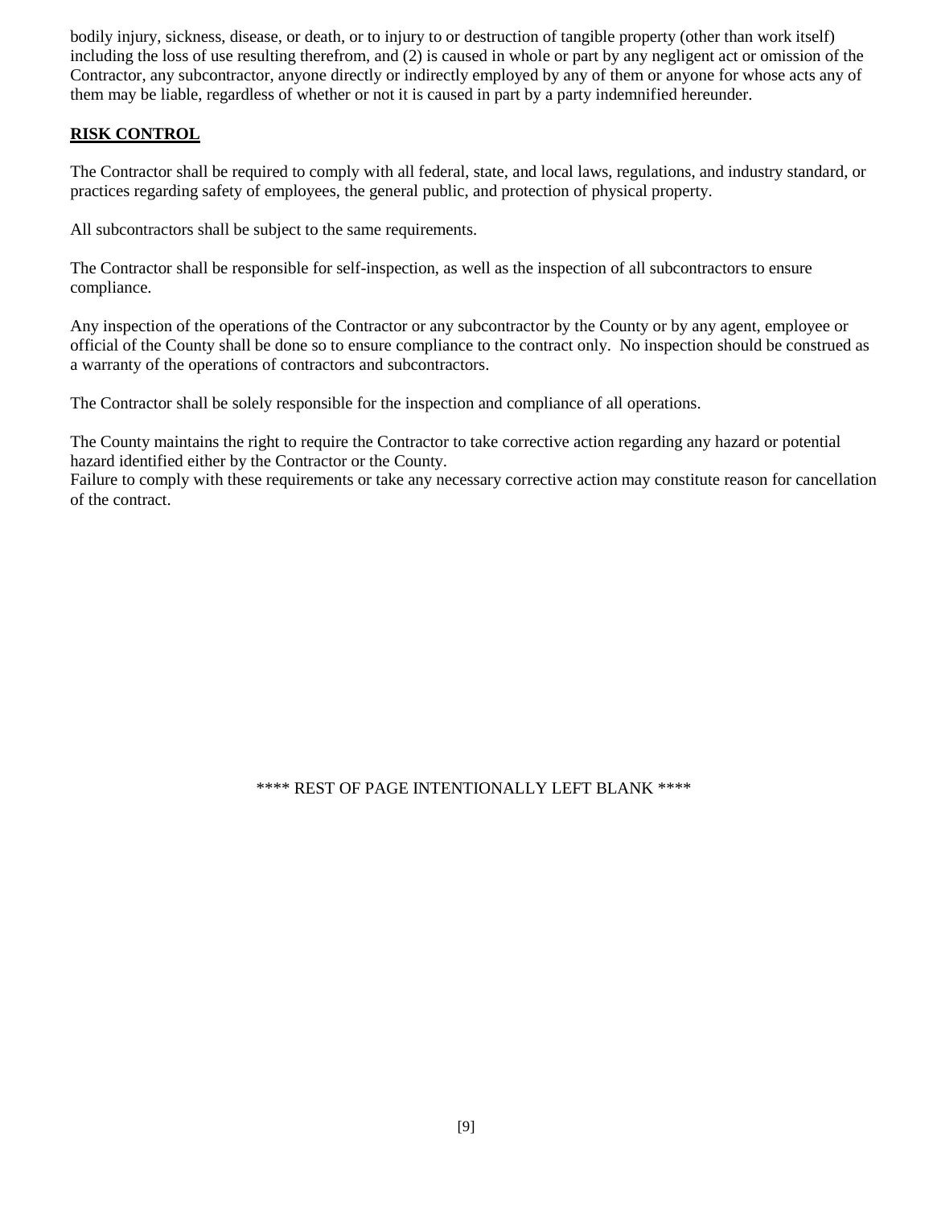bodily injury, sickness, disease, or death, or to injury to or destruction of tangible property (other than work itself) including the loss of use resulting therefrom, and (2) is caused in whole or part by any negligent act or omission of the Contractor, any subcontractor, anyone directly or indirectly employed by any of them or anyone for whose acts any of them may be liable, regardless of whether or not it is caused in part by a party indemnified hereunder.

## RISK CONTROL

The Contractor shall be required to comply with all federal, state, and local laws, regulations, and industry standard, or practices regarding safety of employees, the general public, and protection of physical property.

All subcontractors shall be subject to the same requirements.

The Contractor shall be responsible for self-inspection, as well as the inspection of all subcontractors to ensure compliance.

Any inspection of the operations of the Contractor or any subcontractor by the County or by any agent, employee or official of the County shall be done so to ensure compliance to the contract only. No inspection should be construed as a warranty of the operations of contractors and subcontractors.

The Contractor shall be solely responsible for the inspection and compliance of all operations.

The County maintains the right to require the Contractor to take corrective action regarding any hazard or potential hazard identified either by the Contractor or the County.
Failure to comply with these requirements or take any necessary corrective action may constitute reason for cancellation of the contract.

**** REST OF PAGE INTENTIONALLY LEFT BLANK ****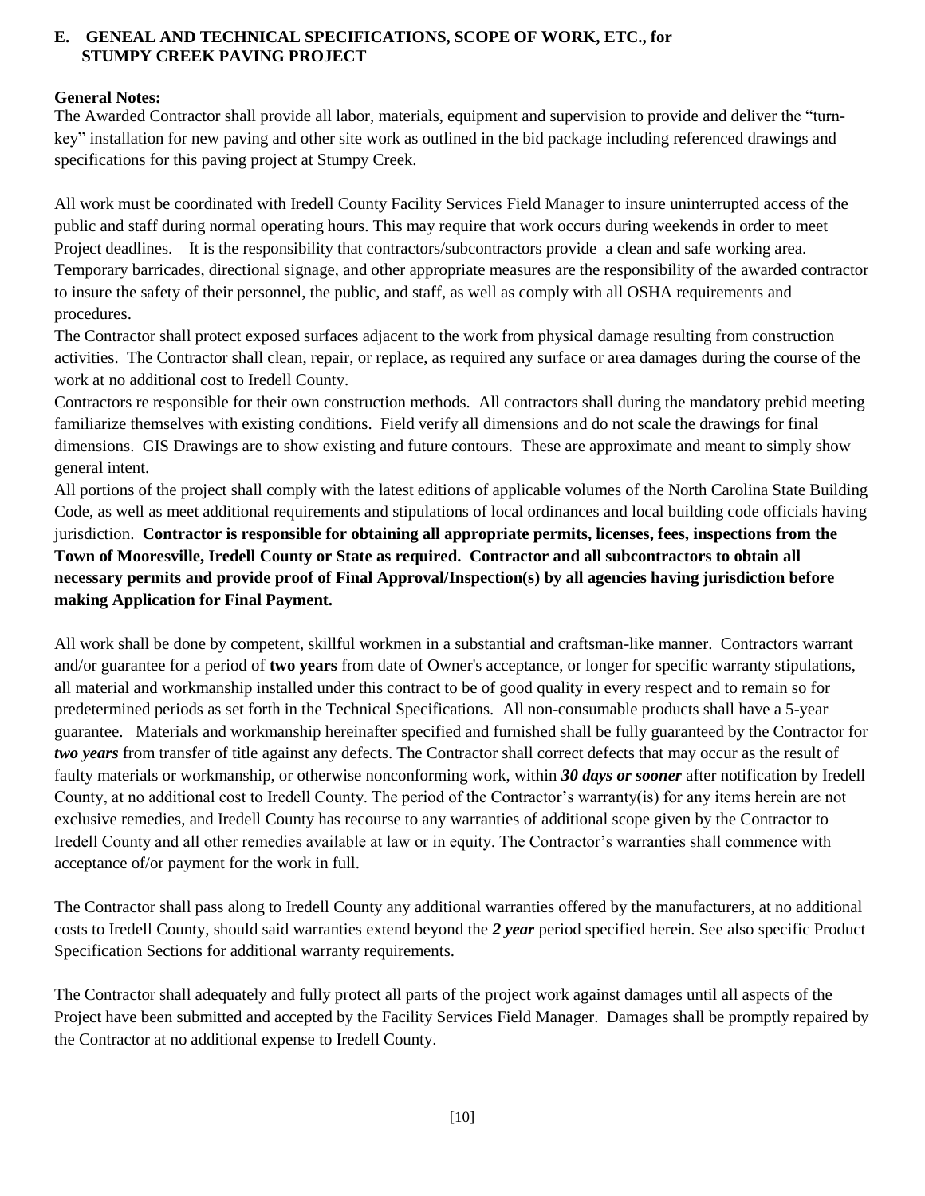## E. GENEAL AND TECHNICAL SPECIFICATIONS, SCOPE OF WORK, ETC., for STUMPY CREEK PAVING PROJECT

**General Notes:**

The Awarded Contractor shall provide all labor, materials, equipment and supervision to provide and deliver the "turn-key" installation for new paving and other site work as outlined in the bid package including referenced drawings and specifications for this paving project at Stumpy Creek.

All work must be coordinated with Iredell County Facility Services Field Manager to insure uninterrupted access of the public and staff during normal operating hours. This may require that work occurs during weekends in order to meet Project deadlines. It is the responsibility that contractors/subcontractors provide a clean and safe working area. Temporary barricades, directional signage, and other appropriate measures are the responsibility of the awarded contractor to insure the safety of their personnel, the public, and staff, as well as comply with all OSHA requirements and procedures.

The Contractor shall protect exposed surfaces adjacent to the work from physical damage resulting from construction activities. The Contractor shall clean, repair, or replace, as required any surface or area damages during the course of the work at no additional cost to Iredell County.

Contractors re responsible for their own construction methods. All contractors shall during the mandatory prebid meeting familiarize themselves with existing conditions. Field verify all dimensions and do not scale the drawings for final dimensions. GIS Drawings are to show existing and future contours. These are approximate and meant to simply show general intent.

All portions of the project shall comply with the latest editions of applicable volumes of the North Carolina State Building Code, as well as meet additional requirements and stipulations of local ordinances and local building code officials having jurisdiction. **Contractor is responsible for obtaining all appropriate permits, licenses, fees, inspections from the Town of Mooresville, Iredell County or State as required. Contractor and all subcontractors to obtain all necessary permits and provide proof of Final Approval/Inspection(s) by all agencies having jurisdiction before making Application for Final Payment.**

All work shall be done by competent, skillful workmen in a substantial and craftsman-like manner. Contractors warrant and/or guarantee for a period of **two years** from date of Owner's acceptance, or longer for specific warranty stipulations, all material and workmanship installed under this contract to be of good quality in every respect and to remain so for predetermined periods as set forth in the Technical Specifications. All non-consumable products shall have a 5-year guarantee. Materials and workmanship hereinafter specified and furnished shall be fully guaranteed by the Contractor for ***two years*** from transfer of title against any defects. The Contractor shall correct defects that may occur as the result of faulty materials or workmanship, or otherwise nonconforming work, within ***30 days or sooner*** after notification by Iredell County, at no additional cost to Iredell County. The period of the Contractor's warranty(is) for any items herein are not exclusive remedies, and Iredell County has recourse to any warranties of additional scope given by the Contractor to Iredell County and all other remedies available at law or in equity. The Contractor's warranties shall commence with acceptance of/or payment for the work in full.

The Contractor shall pass along to Iredell County any additional warranties offered by the manufacturers, at no additional costs to Iredell County, should said warranties extend beyond the ***2 year*** period specified herein. See also specific Product Specification Sections for additional warranty requirements.

The Contractor shall adequately and fully protect all parts of the project work against damages until all aspects of the Project have been submitted and accepted by the Facility Services Field Manager. Damages shall be promptly repaired by the Contractor at no additional expense to Iredell County.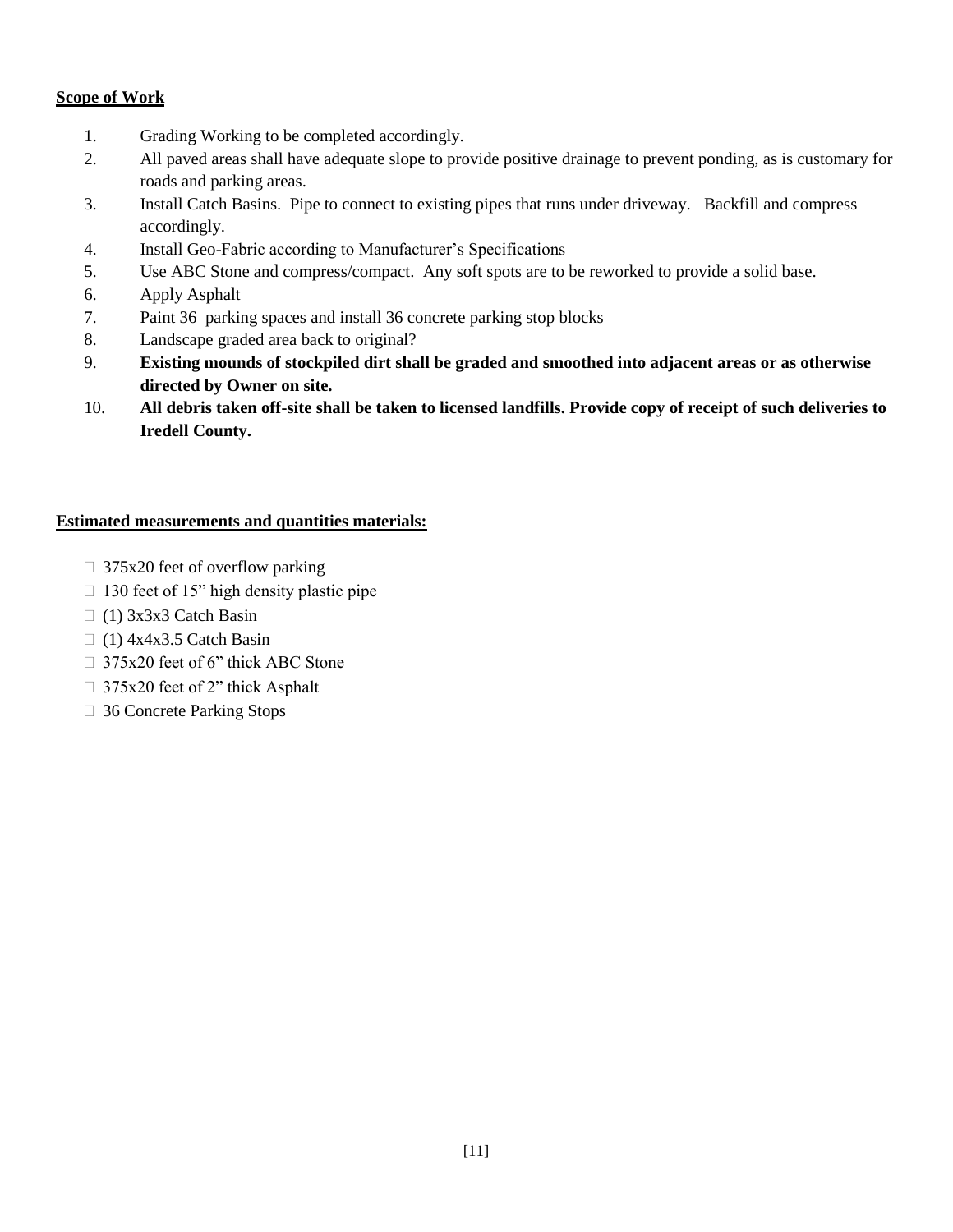**Scope of Work**

1. Grading Working to be completed accordingly.
2. All paved areas shall have adequate slope to provide positive drainage to prevent ponding, as is customary for roads and parking areas.
3. Install Catch Basins. Pipe to connect to existing pipes that runs under driveway. Backfill and compress accordingly.
4. Install Geo-Fabric according to Manufacturer's Specifications
5. Use ABC Stone and compress/compact. Any soft spots are to be reworked to provide a solid base.
6. Apply Asphalt
7. Paint 36 parking spaces and install 36 concrete parking stop blocks
8. Landscape graded area back to original?
9. **Existing mounds of stockpiled dirt shall be graded and smoothed into adjacent areas or as otherwise directed by Owner on site.**
10. **All debris taken off-site shall be taken to licensed landfills. Provide copy of receipt of such deliveries to Iredell County.**

**Estimated measurements and quantities materials:**

- 375x20 feet of overflow parking
- 130 feet of 15" high density plastic pipe
- (1) 3x3x3 Catch Basin
- (1) 4x4x3.5 Catch Basin
- 375x20 feet of 6" thick ABC Stone
- 375x20 feet of 2" thick Asphalt
- 36 Concrete Parking Stops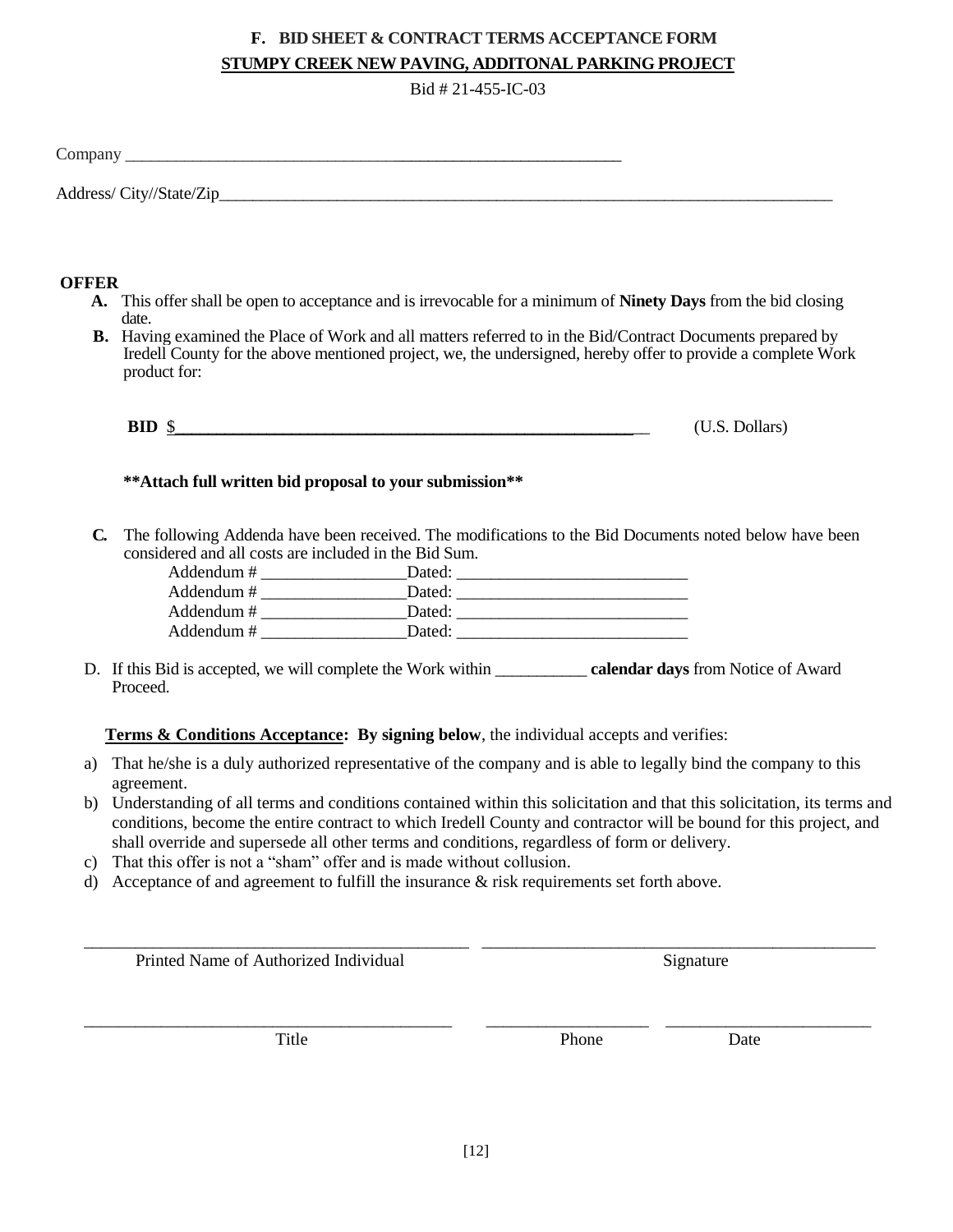## F. BID SHEET & CONTRACT TERMS ACCEPTANCE FORM

## STUMPY CREEK NEW PAVING, ADDITONAL PARKING PROJECT

Bid # 21-455-IC-03

Company ____________________________________________________________

Address/ City//State/Zip____________________________________________________________________________

**OFFER**

**A.** This offer shall be open to acceptance and is irrevocable for a minimum of **Ninety Days** from the bid closing date.

**B.** Having examined the Place of Work and all matters referred to in the Bid/Contract Documents prepared by Iredell County for the above mentioned project, we, the undersigned, hereby offer to provide a complete Work product for:

**BID** $__________________________________________________________ (U.S. Dollars)

**\*\*Attach full written bid proposal to your submission\*\***

**C.** The following Addenda have been received. The modifications to the Bid Documents noted below have been considered and all costs are included in the Bid Sum.

Addendum # _________________Dated: ___________________________

Addendum # _________________Dated: ___________________________

Addendum # _________________Dated: ___________________________

Addendum # _________________Dated: ___________________________

D. If this Bid is accepted, we will complete the Work within ___________ **calendar days** from Notice of Award Proceed.

**Terms & Conditions Acceptance: By signing below**, the individual accepts and verifies:

a) That he/she is a duly authorized representative of the company and is able to legally bind the company to this agreement.
b) Understanding of all terms and conditions contained within this solicitation and that this solicitation, its terms and conditions, become the entire contract to which Iredell County and contractor will be bound for this project, and shall override and supersede all other terms and conditions, regardless of form or delivery.
c) That this offer is not a "sham" offer and is made without collusion.
d) Acceptance of and agreement to fulfill the insurance & risk requirements set forth above.

______________________________________________ ______________________________________________

Printed Name of Authorized Individual | Signature

______________________________________________ ___________________ ________________________

Title | Phone | Date